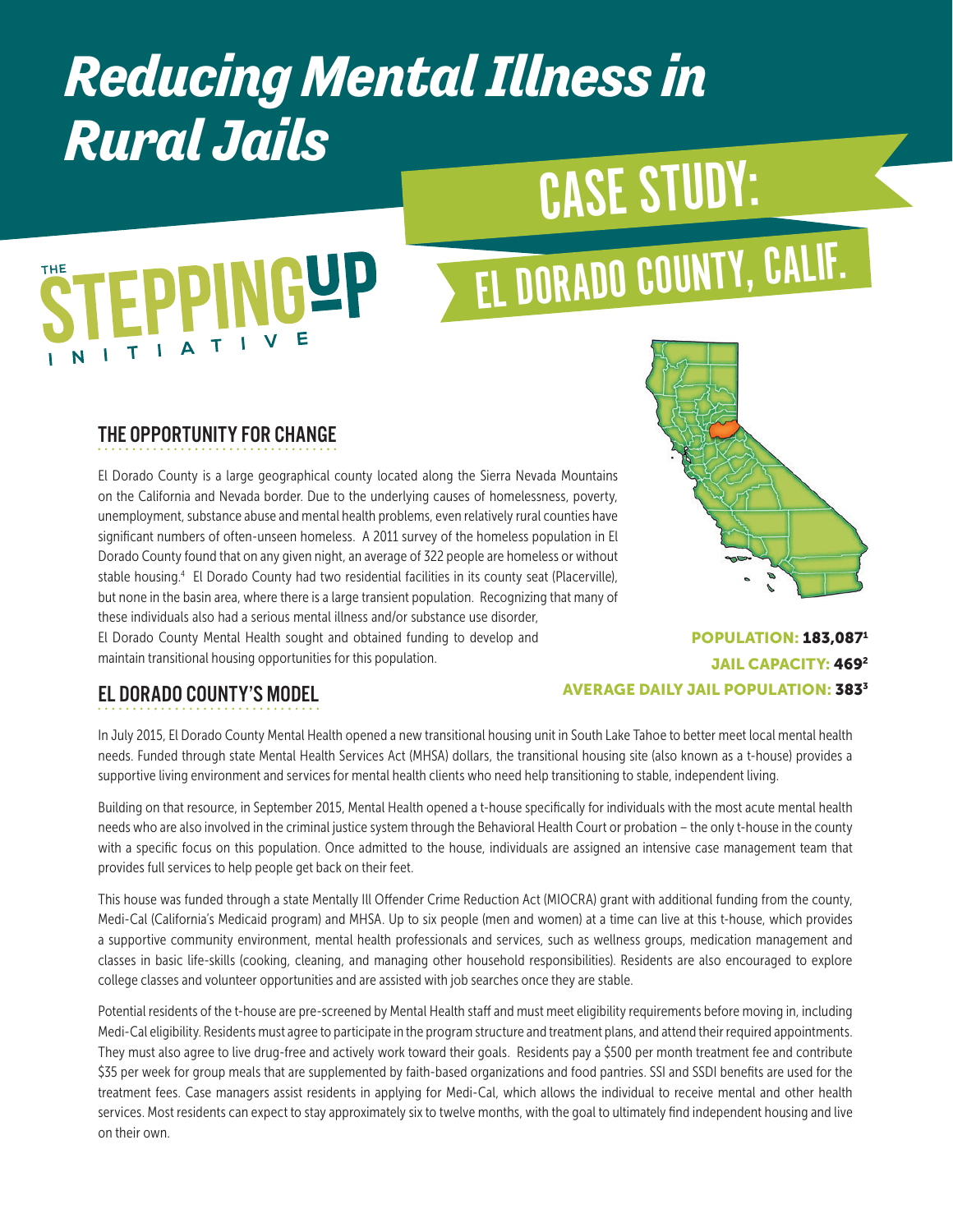# *Reducing Mental Illness in Rural Jails*

# CASE STUDY: EL DORADO COUNTY, CALIF.

THE STEPPING UP INITIATIVE

## THE OPPORTUNITY FOR CHANGE

El Dorado County is a large geographical county located along the Sierra Nevada Mountains on the California and Nevada border. Due to the underlying causes of homelessness, poverty, unemployment, substance abuse and mental health problems, even relatively rural counties have significant numbers of often-unseen homeless. A 2011 survey of the homeless population in El Dorado County found that on any given night, an average of 322 people are homeless or without stable housing.[4] El Dorado County had two residential facilities in its county seat (Placerville), but none in the basin area, where there is a large transient population. Recognizing that many of these individuals also had a serious mental illness and/or substance use disorder, El Dorado County Mental Health sought and obtained funding to develop and maintain transitional housing opportunities for this population.

**POPULATION: 183,087[1]**
**JAIL CAPACITY: 469[2]**
**AVERAGE DAILY JAIL POPULATION: 383[3]**

## EL DORADO COUNTY'S MODEL

In July 2015, El Dorado County Mental Health opened a new transitional housing unit in South Lake Tahoe to better meet local mental health needs. Funded through state Mental Health Services Act (MHSA) dollars, the transitional housing site (also known as a t-house) provides a supportive living environment and services for mental health clients who need help transitioning to stable, independent living.

Building on that resource, in September 2015, Mental Health opened a t-house specifically for individuals with the most acute mental health needs who are also involved in the criminal justice system through the Behavioral Health Court or probation – the only t-house in the county with a specific focus on this population. Once admitted to the house, individuals are assigned an intensive case management team that provides full services to help people get back on their feet.

This house was funded through a state Mentally Ill Offender Crime Reduction Act (MIOCRA) grant with additional funding from the county, Medi-Cal (California's Medicaid program) and MHSA. Up to six people (men and women) at a time can live at this t-house, which provides a supportive community environment, mental health professionals and services, such as wellness groups, medication management and classes in basic life-skills (cooking, cleaning, and managing other household responsibilities). Residents are also encouraged to explore college classes and volunteer opportunities and are assisted with job searches once they are stable.

Potential residents of the t-house are pre-screened by Mental Health staff and must meet eligibility requirements before moving in, including Medi-Cal eligibility. Residents must agree to participate in the program structure and treatment plans, and attend their required appointments. They must also agree to live drug-free and actively work toward their goals. Residents pay a $500 per month treatment fee and contribute $35 per week for group meals that are supplemented by faith-based organizations and food pantries. SSI and SSDI benefits are used for the treatment fees. Case managers assist residents in applying for Medi-Cal, which allows the individual to receive mental and other health services. Most residents can expect to stay approximately six to twelve months, with the goal to ultimately find independent housing and live on their own.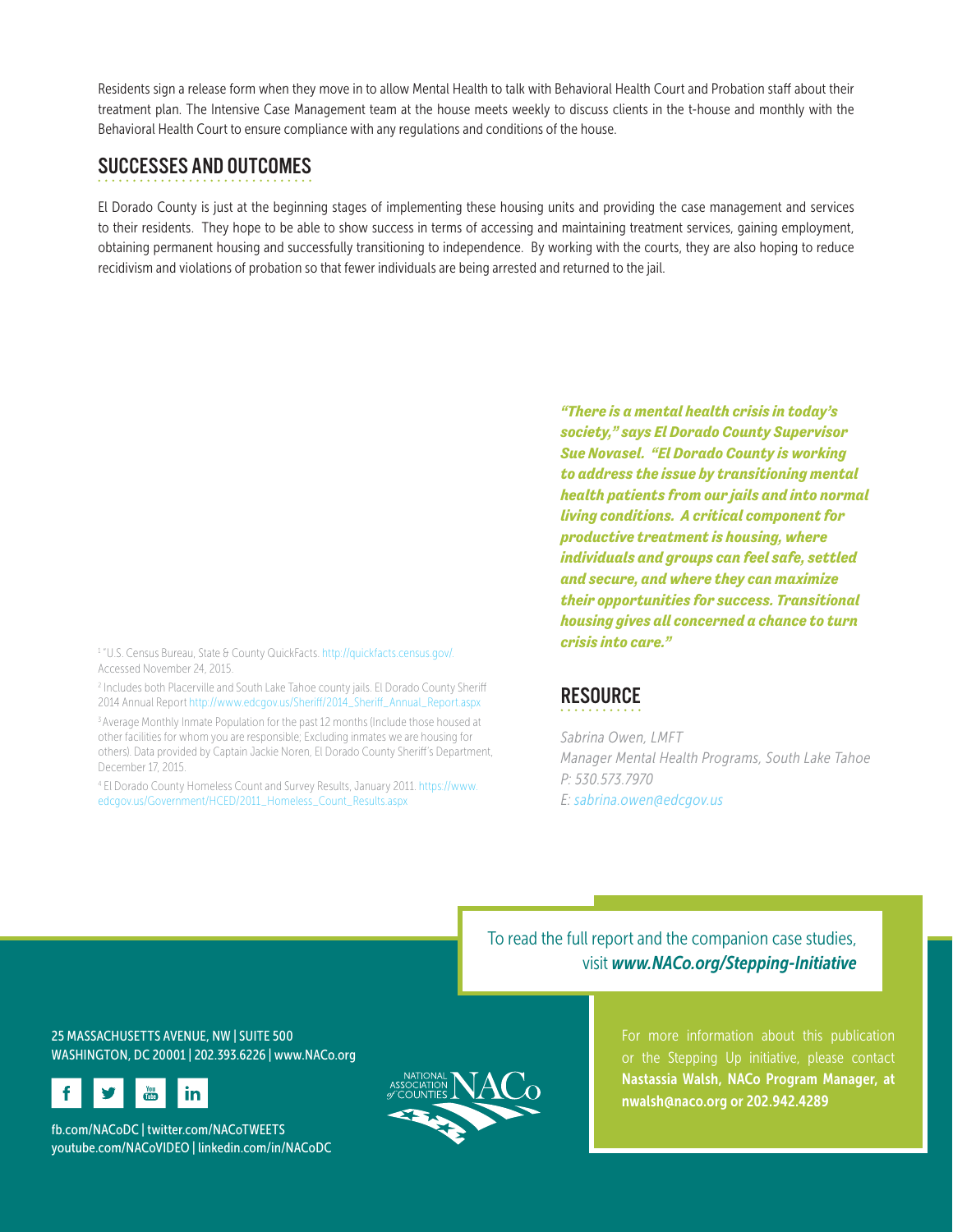Residents sign a release form when they move in to allow Mental Health to talk with Behavioral Health Court and Probation staff about their treatment plan. The Intensive Case Management team at the house meets weekly to discuss clients in the t-house and monthly with the Behavioral Health Court to ensure compliance with any regulations and conditions of the house.

## SUCCESSES AND OUTCOMES

El Dorado County is just at the beginning stages of implementing these housing units and providing the case management and services to their residents. They hope to be able to show success in terms of accessing and maintaining treatment services, gaining employment, obtaining permanent housing and successfully transitioning to independence. By working with the courts, they are also hoping to reduce recidivism and violations of probation so that fewer individuals are being arrested and returned to the jail.

***"There is a mental health crisis in today's society," says El Dorado County Supervisor Sue Novasel. "El Dorado County is working to address the issue by transitioning mental health patients from our jails and into normal living conditions. A critical component for productive treatment is housing, where individuals and groups can feel safe, settled and secure, and where they can maximize their opportunities for success. Transitional housing gives all concerned a chance to turn crisis into care."***

## RESOURCE

*Sabrina Owen, LMFT*
*Manager Mental Health Programs, South Lake Tahoe*
*P: 530.573.7970*
*E: sabrina.owen@edcgov.us*

[1] "U.S. Census Bureau, State & County QuickFacts. http://quickfacts.census.gov/. Accessed November 24, 2015.

[2] Includes both Placerville and South Lake Tahoe county jails. El Dorado County Sheriff 2014 Annual Report http://www.edcgov.us/Sheriff/2014_Sheriff_Annual_Report.aspx

[3] Average Monthly Inmate Population for the past 12 months (Include those housed at other facilities for whom you are responsible; Excluding inmates we are housing for others). Data provided by Captain Jackie Noren, El Dorado County Sheriff's Department, December 17, 2015.

[4] El Dorado County Homeless Count and Survey Results, January 2011. https://www.edcgov.us/Government/HCED/2011_Homeless_Count_Results.aspx

To read the full report and the companion case studies, visit ***www.NACo.org/Stepping-Initiative***

25 MASSACHUSETTS AVENUE, NW | SUITE 500
WASHINGTON, DC 20001 | 202.393.6226 | www.NACo.org

fb.com/NACoDC | twitter.com/NACoTWEETS
youtube.com/NACoVIDEO | linkedin.com/in/NACoDC

For more information about this publication or the Stepping Up initiative, please contact **Nastassia Walsh, NACo Program Manager, at nwalsh@naco.org or 202.942.4289**